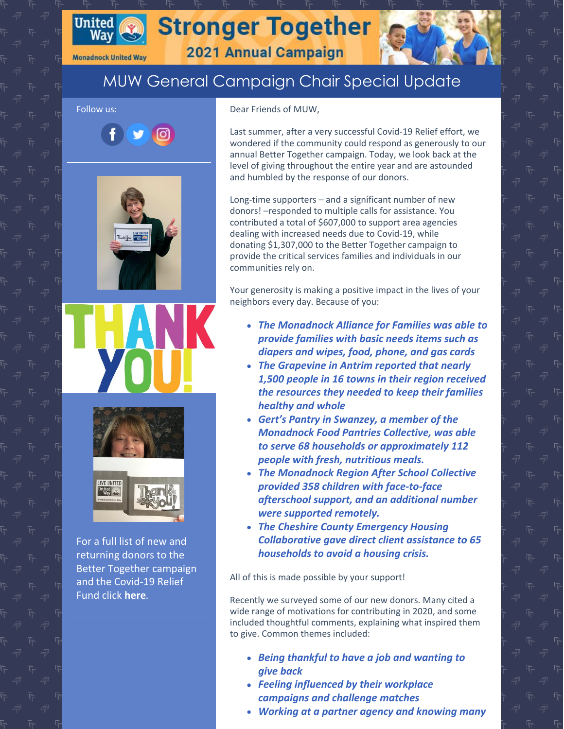# Stronger Together

## 2021 Annual Campaign

Monadnock United Way

## MUW General Campaign Chair Special Update

Follow us:

THANK YOU!

For a full list of new and returning donors to the Better Together campaign and the Covid-19 Relief Fund click **here**.

Dear Friends of MUW,

Last summer, after a very successful Covid-19 Relief effort, we wondered if the community could respond as generously to our annual Better Together campaign. Today, we look back at the level of giving throughout the entire year and are astounded and humbled by the response of our donors.

Long-time supporters – and a significant number of new donors! –responded to multiple calls for assistance. You contributed a total of $607,000 to support area agencies dealing with increased needs due to Covid-19, while donating $1,307,000 to the Better Together campaign to provide the critical services families and individuals in our communities rely on.

Your generosity is making a positive impact in the lives of your neighbors every day. Because of you:

- ***The Monadnock Alliance for Families was able to provide families with basic needs items such as diapers and wipes, food, phone, and gas cards***
- ***The Grapevine in Antrim reported that nearly 1,500 people in 16 towns in their region received the resources they needed to keep their families healthy and whole***
- ***Gert's Pantry in Swanzey, a member of the Monadnock Food Pantries Collective, was able to serve 68 households or approximately 112 people with fresh, nutritious meals.***
- ***The Monadnock Region After School Collective provided 358 children with face-to-face afterschool support, and an additional number were supported remotely.***
- ***The Cheshire County Emergency Housing Collaborative gave direct client assistance to 65 households to avoid a housing crisis.***

All of this is made possible by your support!

Recently we surveyed some of our new donors. Many cited a wide range of motivations for contributing in 2020, and some included thoughtful comments, explaining what inspired them to give. Common themes included:

- ***Being thankful to have a job and wanting to give back***
- ***Feeling influenced by their workplace campaigns and challenge matches***
- ***Working at a partner agency and knowing many***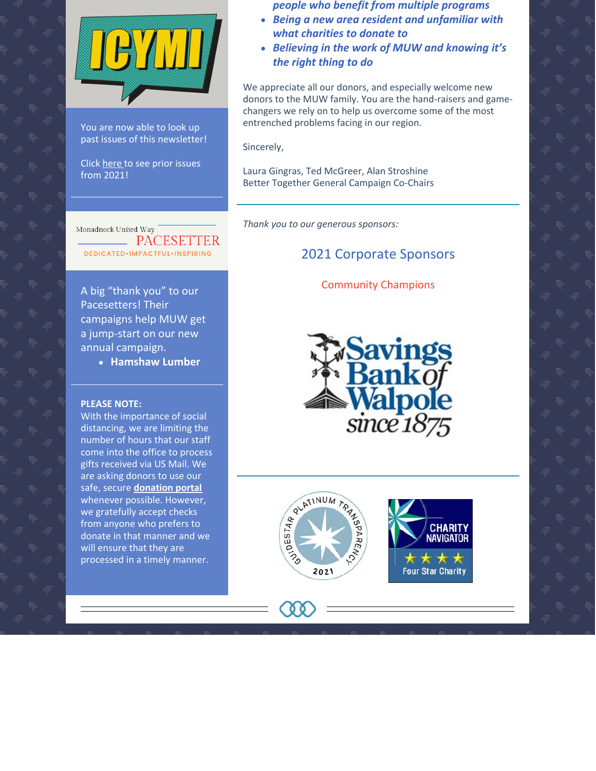ICYMI

You are now able to look up past issues of this newsletter!

Click here to see prior issues from 2021!

Monadnock United Way PACESETTER

DEDICATED•IMPACTFUL•INSPIRING

A big "thank you" to our Pacesetters! Their campaigns help MUW get a jump-start on our new annual campaign.

- **Hamshaw Lumber**

**PLEASE NOTE:**
With the importance of social distancing, we are limiting the number of hours that our staff come into the office to process gifts received via US Mail. We are asking donors to use our safe, secure **donation portal** whenever possible. However, we gratefully accept checks from anyone who prefers to donate in that manner and we will ensure that they are processed in a timely manner.

***people who benefit from multiple programs***

- ***Being a new area resident and unfamiliar with what charities to donate to***
- ***Believing in the work of MUW and knowing it's the right thing to do***

We appreciate all our donors, and especially welcome new donors to the MUW family. You are the hand-raisers and game-changers we rely on to help us overcome some of the most entrenched problems facing in our region.

Sincerely,

Laura Gingras, Ted McGreer, Alan Stroshine
Better Together General Campaign Co-Chairs

*Thank you to our generous sponsors:*

## 2021 Corporate Sponsors

### Community Champions

Savings Bank of Walpole since 1875

GUIDESTAR PLATINUM TRANSPARENCY 2021

CHARITY NAVIGATOR Four Star Charity